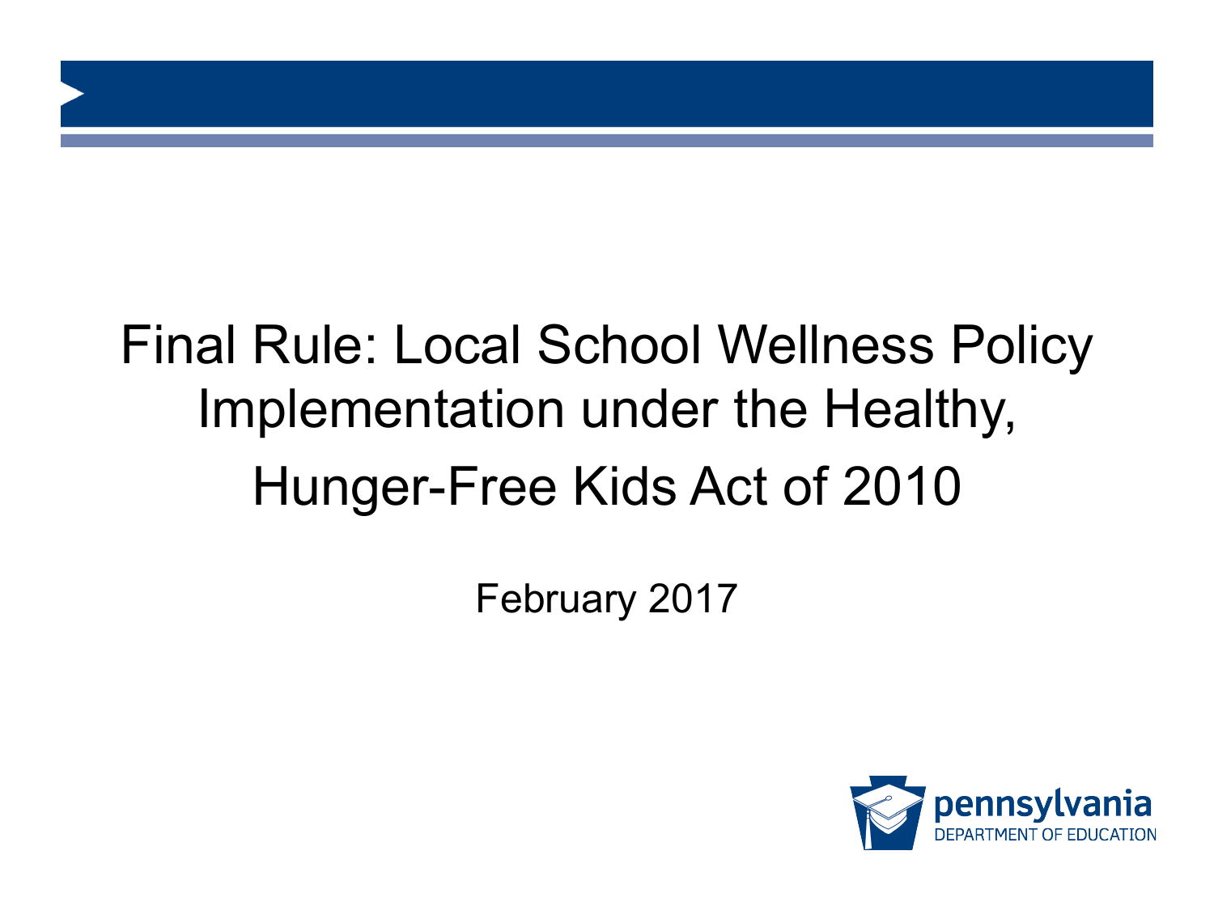# Final Rule: Local School Wellness Policy Implementation under the Healthy, Hunger-Free Kids Act of 2010

February 2017

pennsylvania
DEPARTMENT OF EDUCATION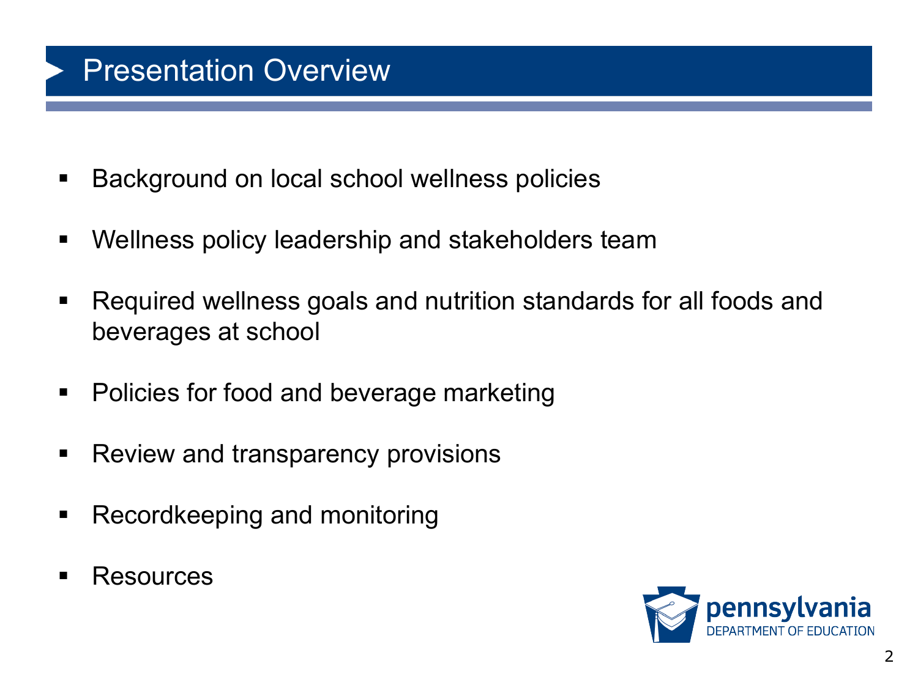# Presentation Overview

- Background on local school wellness policies
- Wellness policy leadership and stakeholders team
- Required wellness goals and nutrition standards for all foods and beverages at school
- Policies for food and beverage marketing
- Review and transparency provisions
- Recordkeeping and monitoring
- Resources

pennsylvania
DEPARTMENT OF EDUCATION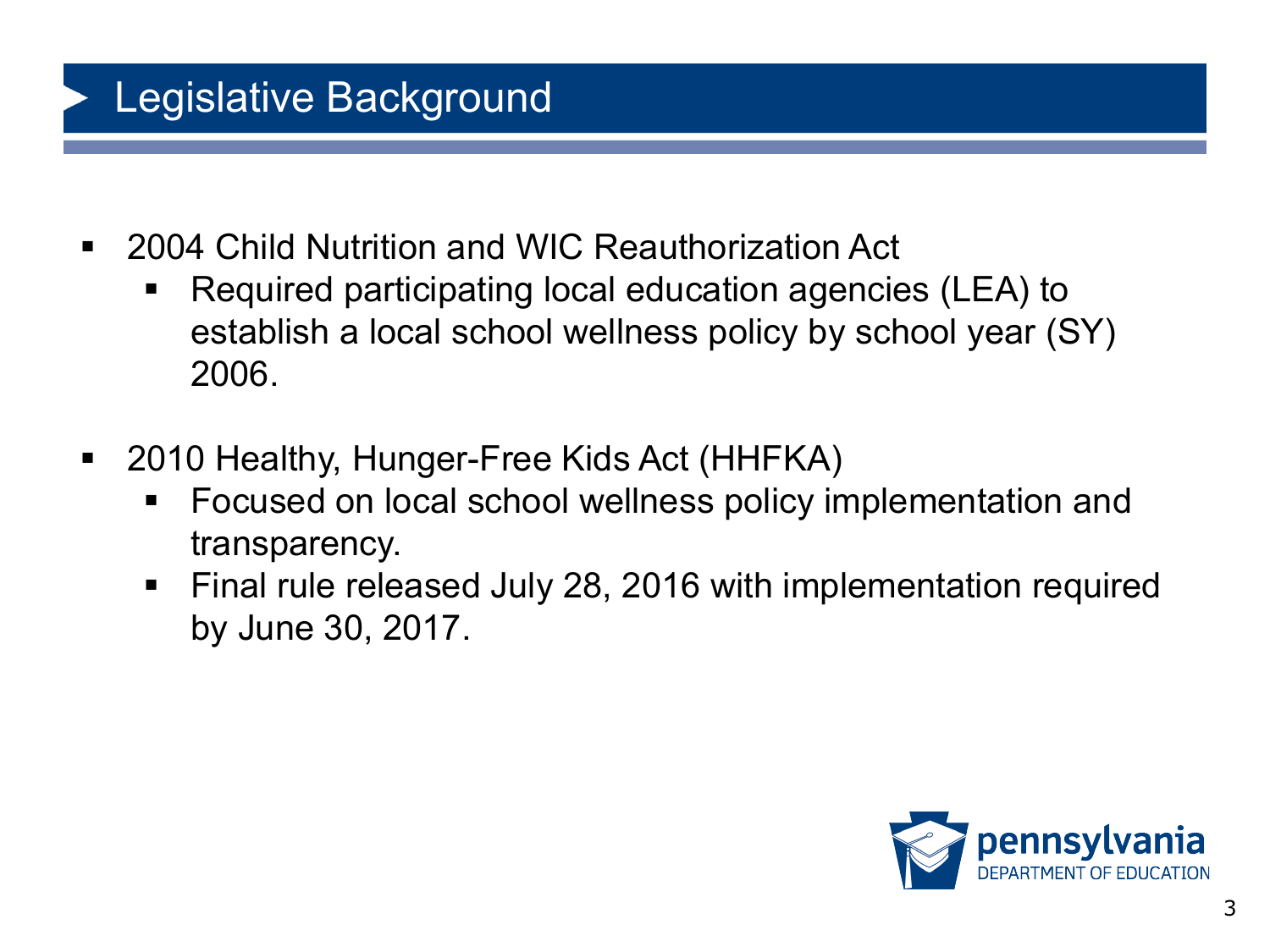# Legislative Background

- 2004 Child Nutrition and WIC Reauthorization Act
  - Required participating local education agencies (LEA) to establish a local school wellness policy by school year (SY) 2006.

- 2010 Healthy, Hunger-Free Kids Act (HHFKA)
  - Focused on local school wellness policy implementation and transparency.
  - Final rule released July 28, 2016 with implementation required by June 30, 2017.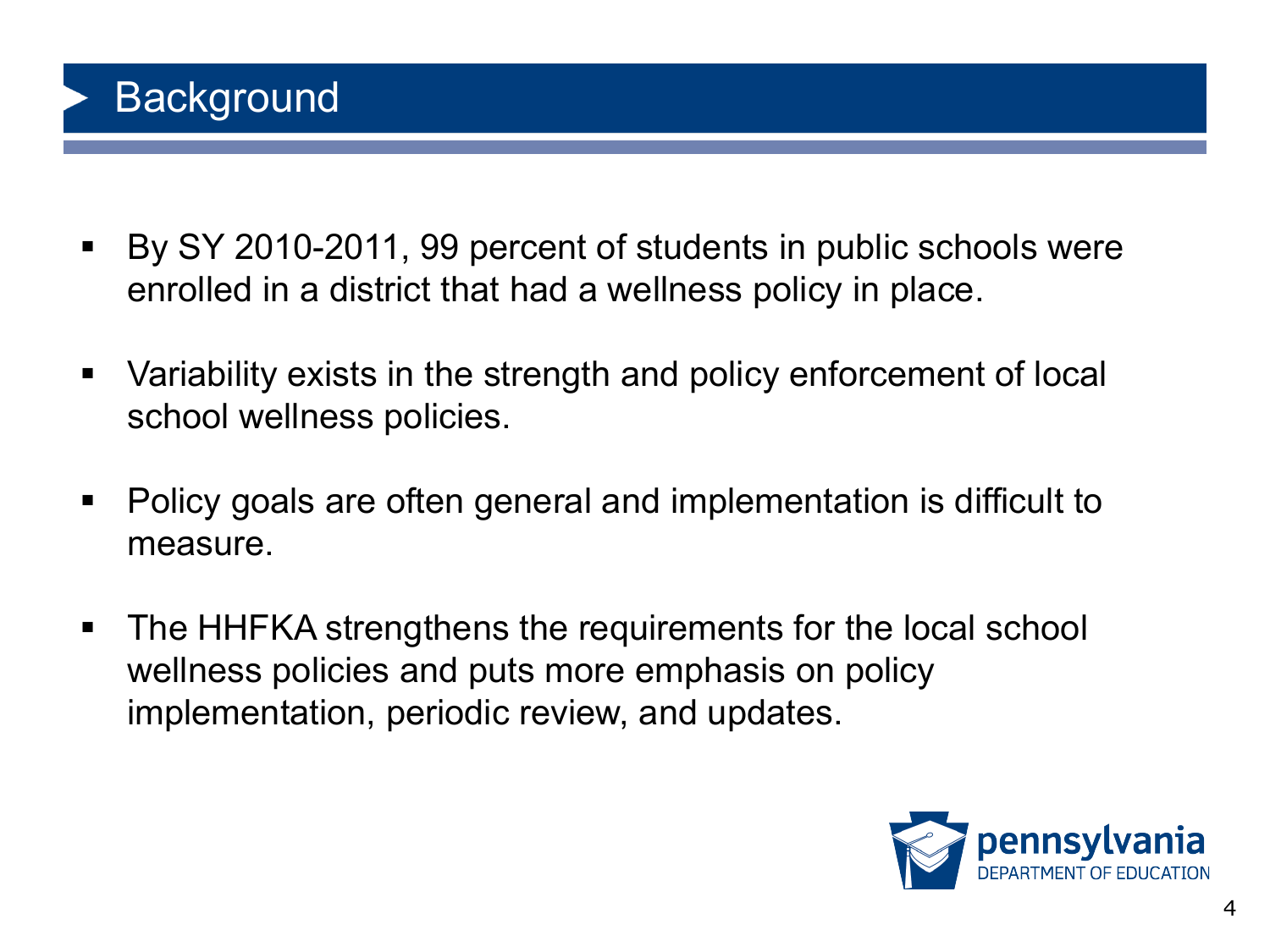# Background

- By SY 2010-2011, 99 percent of students in public schools were enrolled in a district that had a wellness policy in place.
- Variability exists in the strength and policy enforcement of local school wellness policies.
- Policy goals are often general and implementation is difficult to measure.
- The HHFKA strengthens the requirements for the local school wellness policies and puts more emphasis on policy implementation, periodic review, and updates.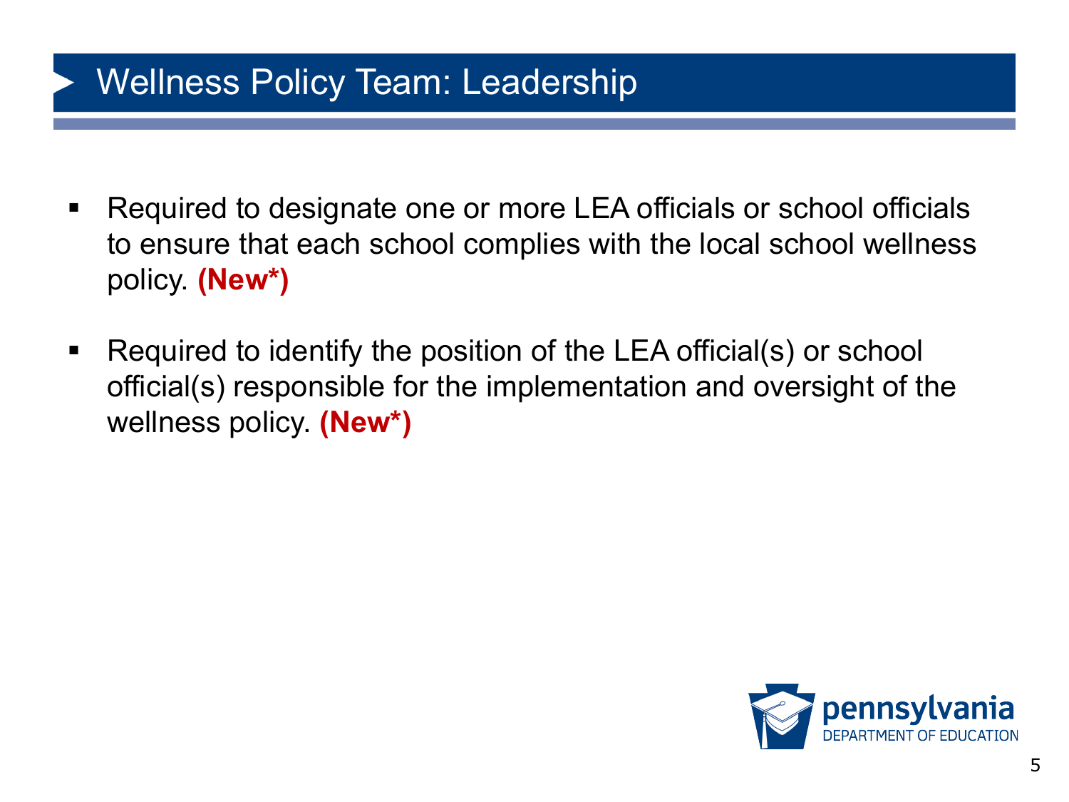# Wellness Policy Team: Leadership

- Required to designate one or more LEA officials or school officials to ensure that each school complies with the local school wellness policy. **(New*)**
- Required to identify the position of the LEA official(s) or school official(s) responsible for the implementation and oversight of the wellness policy. **(New*)**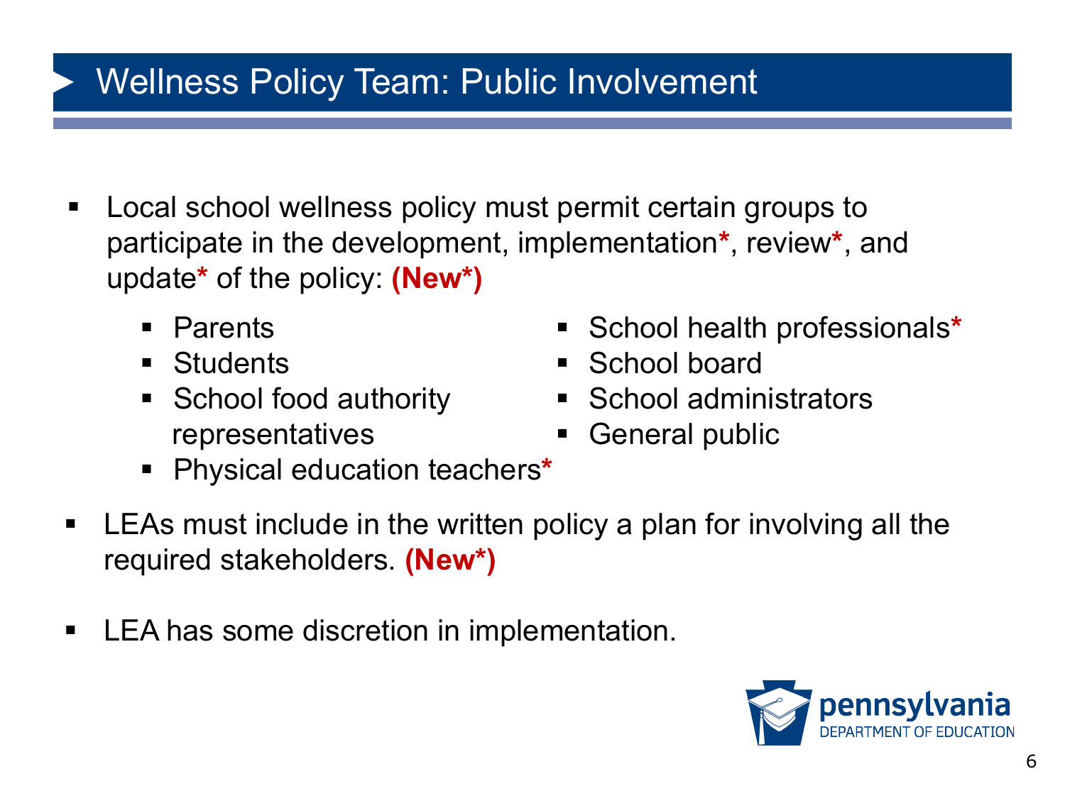# Wellness Policy Team: Public Involvement

- Local school wellness policy must permit certain groups to participate in the development, implementation*, review*, and update* of the policy: **(New*)**
  - Parents
  - Students
  - School food authority representatives
  - Physical education teachers*
  - School health professionals*
  - School board
  - School administrators
  - General public
- LEAs must include in the written policy a plan for involving all the required stakeholders. **(New*)**
- LEA has some discretion in implementation.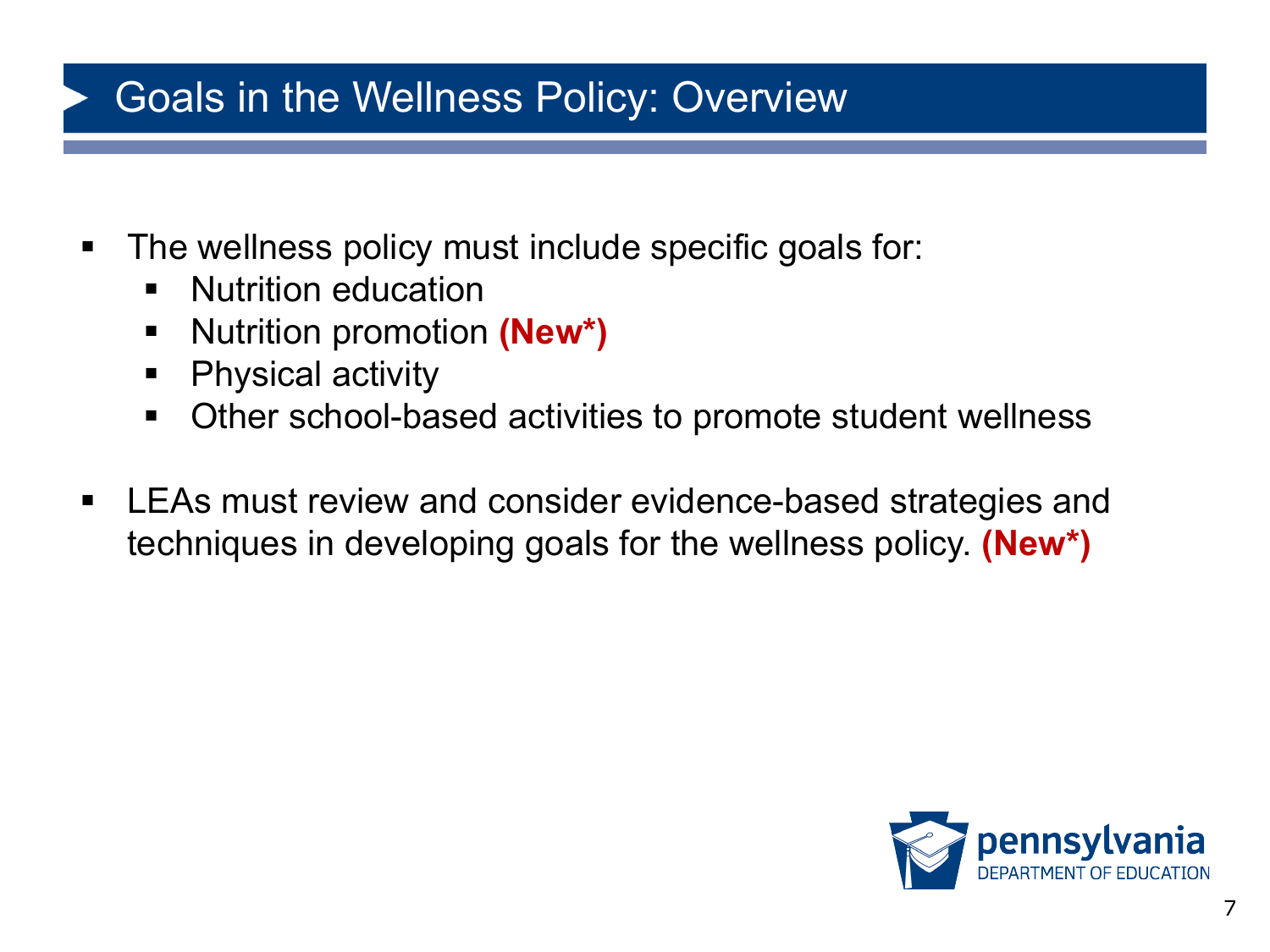# Goals in the Wellness Policy: Overview

- The wellness policy must include specific goals for:
  - Nutrition education
  - Nutrition promotion **(New*)**
  - Physical activity
  - Other school-based activities to promote student wellness

- LEAs must review and consider evidence-based strategies and techniques in developing goals for the wellness policy. **(New*)**

pennsylvania DEPARTMENT OF EDUCATION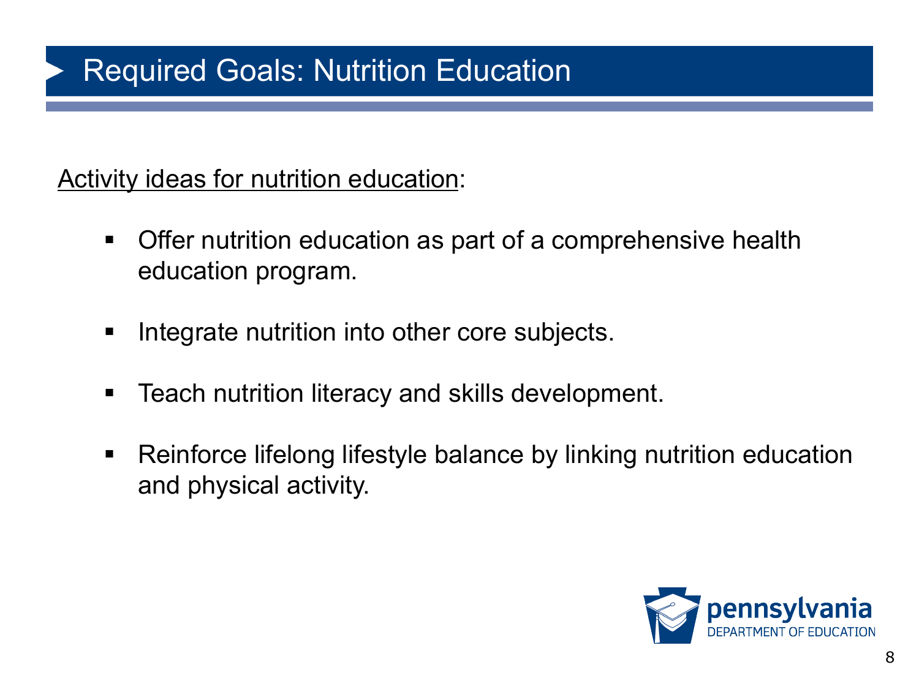# Required Goals: Nutrition Education

Activity ideas for nutrition education:

- Offer nutrition education as part of a comprehensive health education program.
- Integrate nutrition into other core subjects.
- Teach nutrition literacy and skills development.
- Reinforce lifelong lifestyle balance by linking nutrition education and physical activity.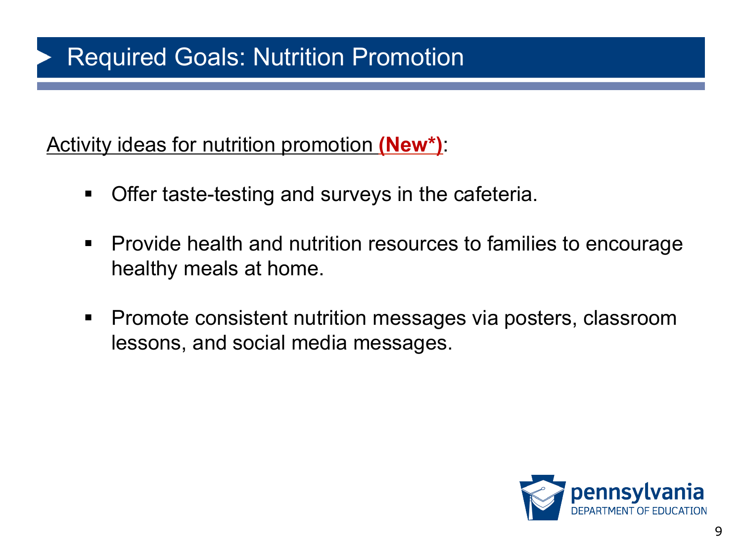# Required Goals: Nutrition Promotion

Activity ideas for nutrition promotion **(New*)**:

- Offer taste-testing and surveys in the cafeteria.
- Provide health and nutrition resources to families to encourage healthy meals at home.
- Promote consistent nutrition messages via posters, classroom lessons, and social media messages.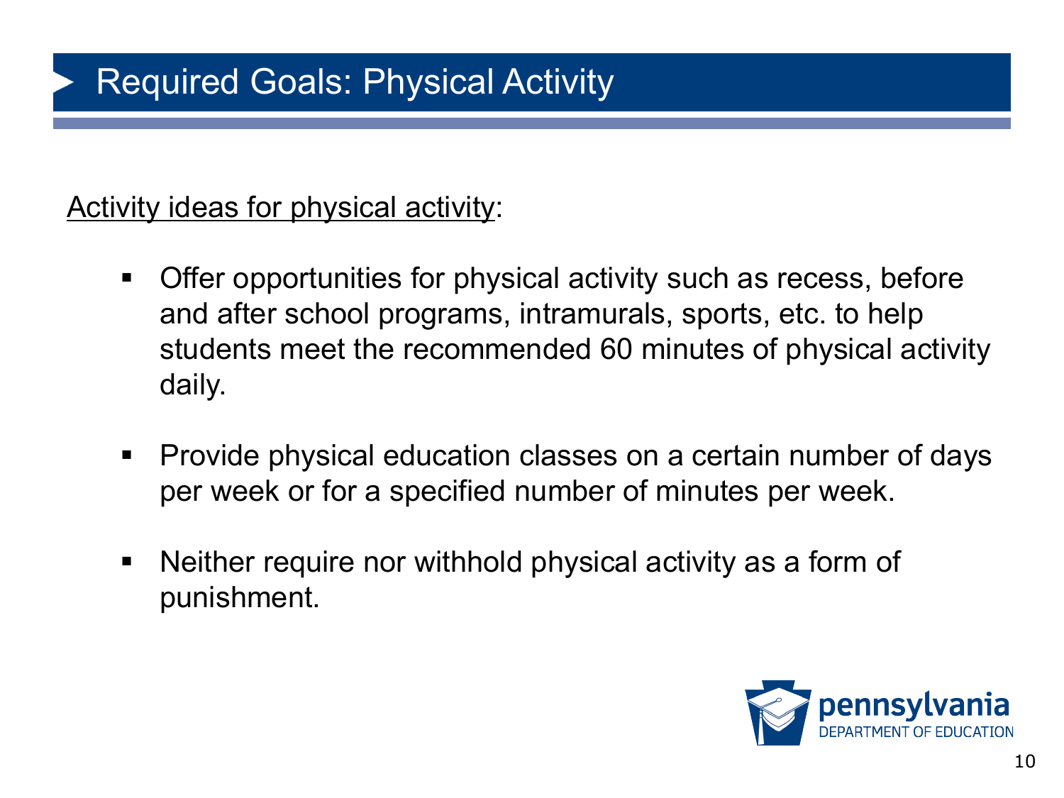# Required Goals: Physical Activity

<u>Activity ideas for physical activity</u>:

- Offer opportunities for physical activity such as recess, before and after school programs, intramurals, sports, etc. to help students meet the recommended 60 minutes of physical activity daily.
- Provide physical education classes on a certain number of days per week or for a specified number of minutes per week.
- Neither require nor withhold physical activity as a form of punishment.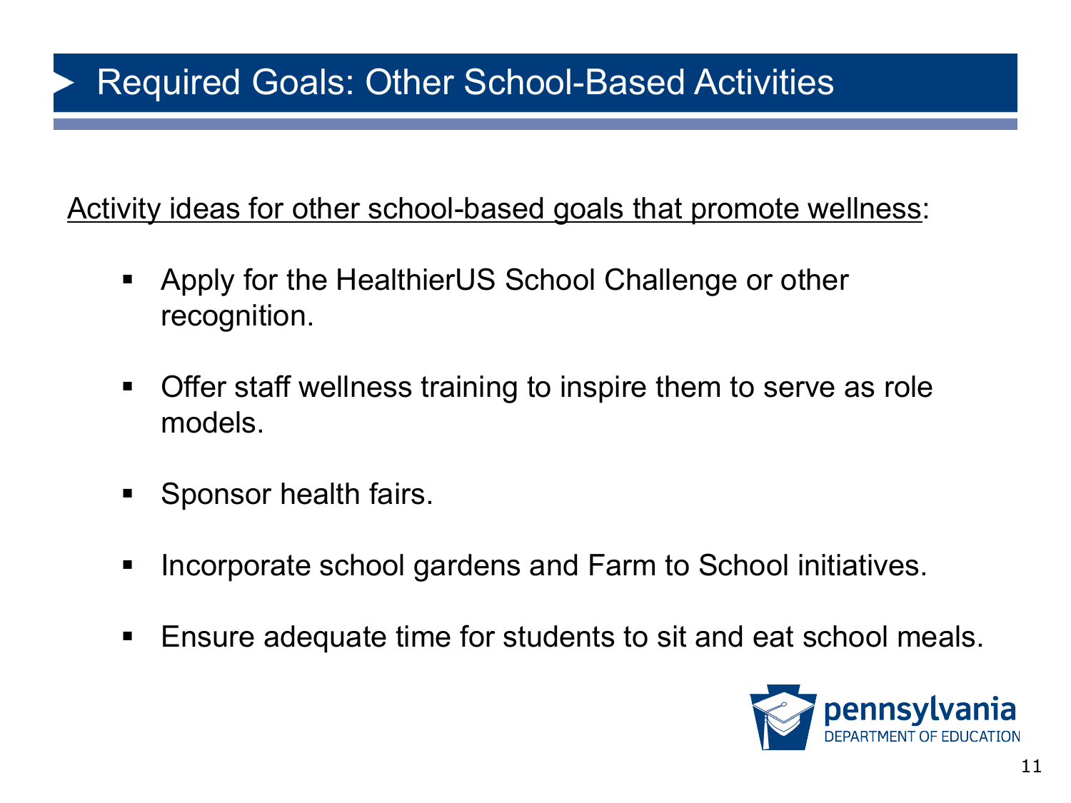# Required Goals: Other School-Based Activities

<u>Activity ideas for other school-based goals that promote wellness</u>:

- Apply for the HealthierUS School Challenge or other recognition.
- Offer staff wellness training to inspire them to serve as role models.
- Sponsor health fairs.
- Incorporate school gardens and Farm to School initiatives.
- Ensure adequate time for students to sit and eat school meals.

pennsylvania
DEPARTMENT OF EDUCATION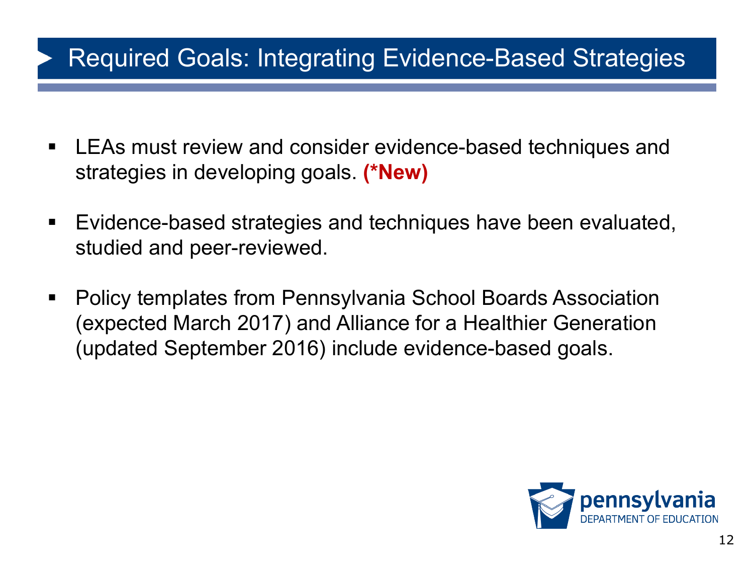# Required Goals: Integrating Evidence-Based Strategies

- LEAs must review and consider evidence-based techniques and strategies in developing goals. **(*New)**
- Evidence-based strategies and techniques have been evaluated, studied and peer-reviewed.
- Policy templates from Pennsylvania School Boards Association (expected March 2017) and Alliance for a Healthier Generation (updated September 2016) include evidence-based goals.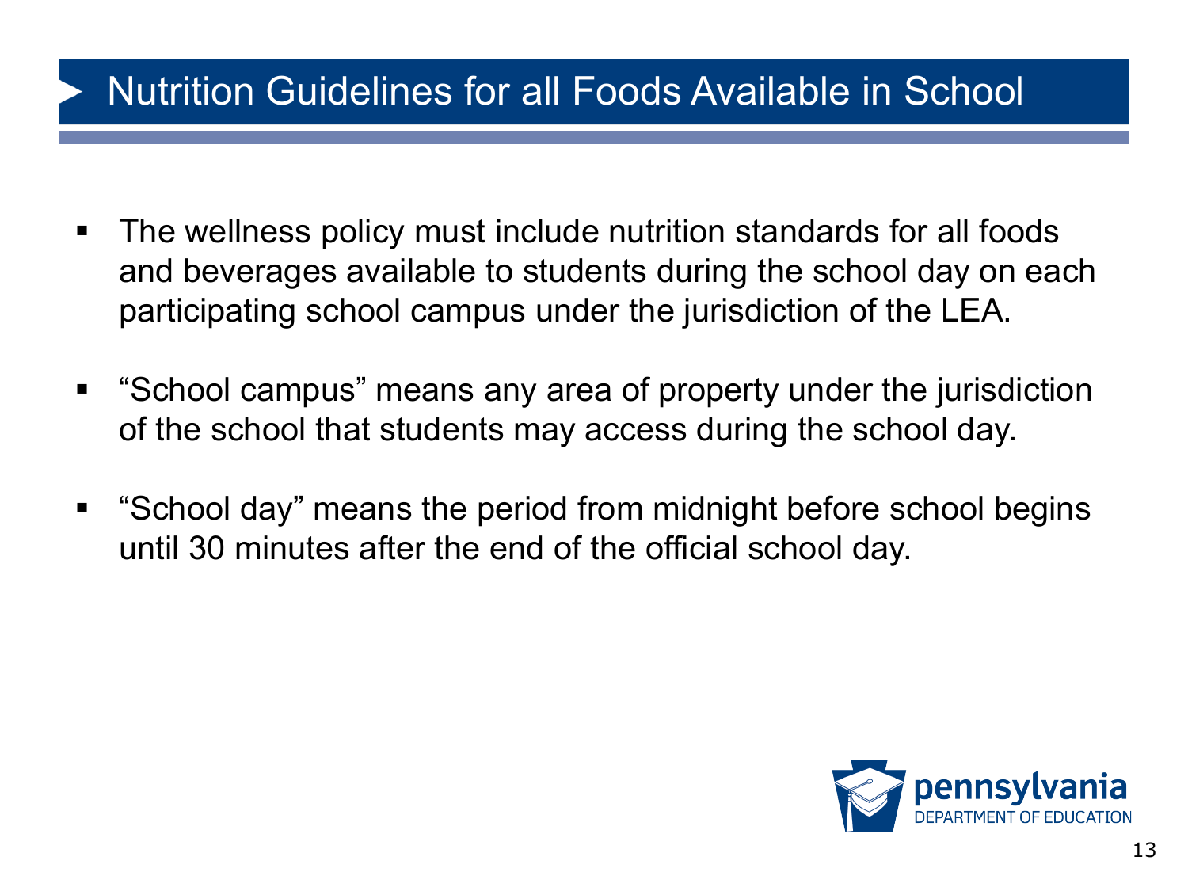# Nutrition Guidelines for all Foods Available in School

- The wellness policy must include nutrition standards for all foods and beverages available to students during the school day on each participating school campus under the jurisdiction of the LEA.

- "School campus" means any area of property under the jurisdiction of the school that students may access during the school day.

- "School day" means the period from midnight before school begins until 30 minutes after the end of the official school day.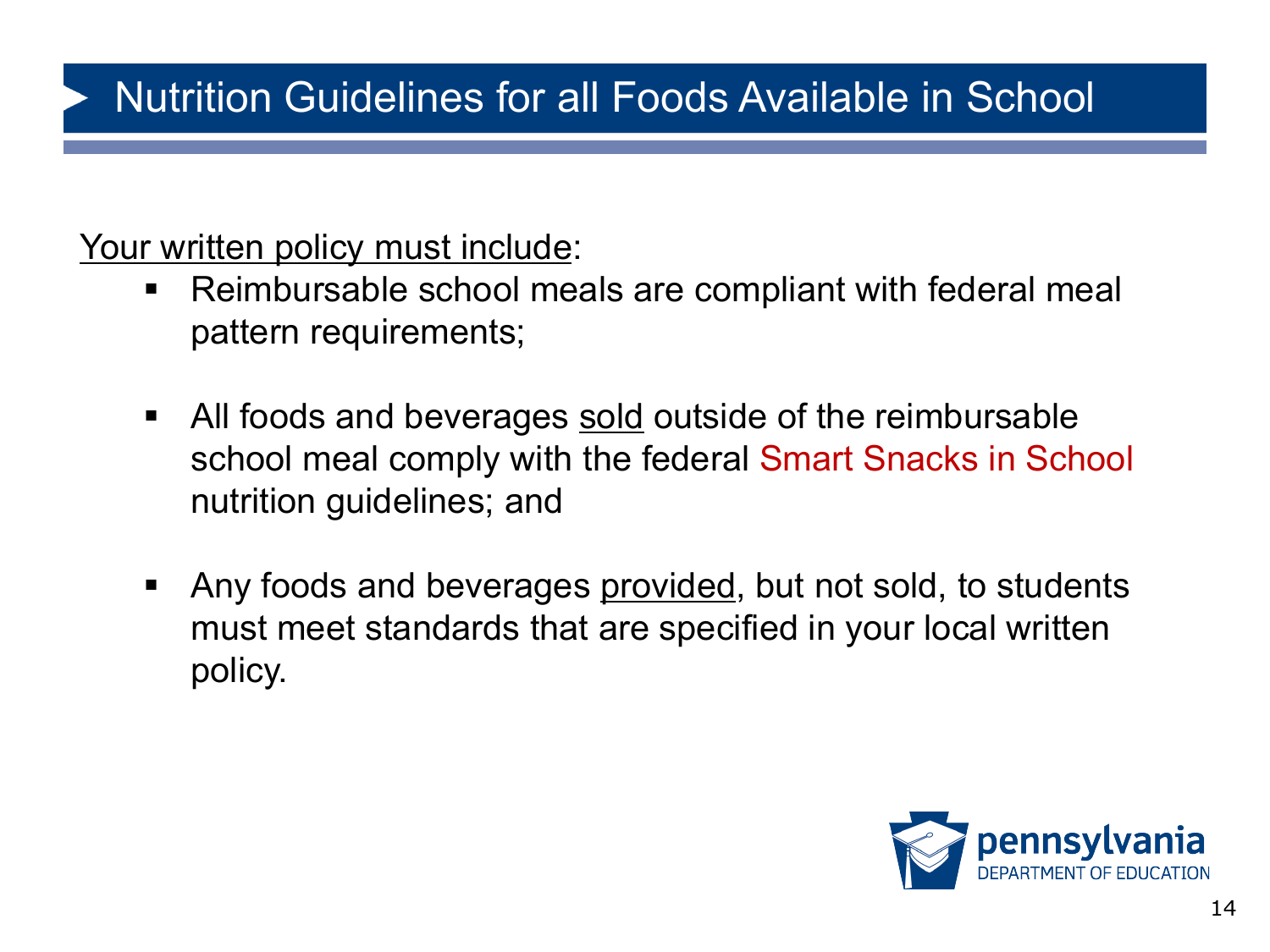# Nutrition Guidelines for all Foods Available in School

Your written policy must include:

- Reimbursable school meals are compliant with federal meal pattern requirements;
- All foods and beverages sold outside of the reimbursable school meal comply with the federal Smart Snacks in School nutrition guidelines; and
- Any foods and beverages provided, but not sold, to students must meet standards that are specified in your local written policy.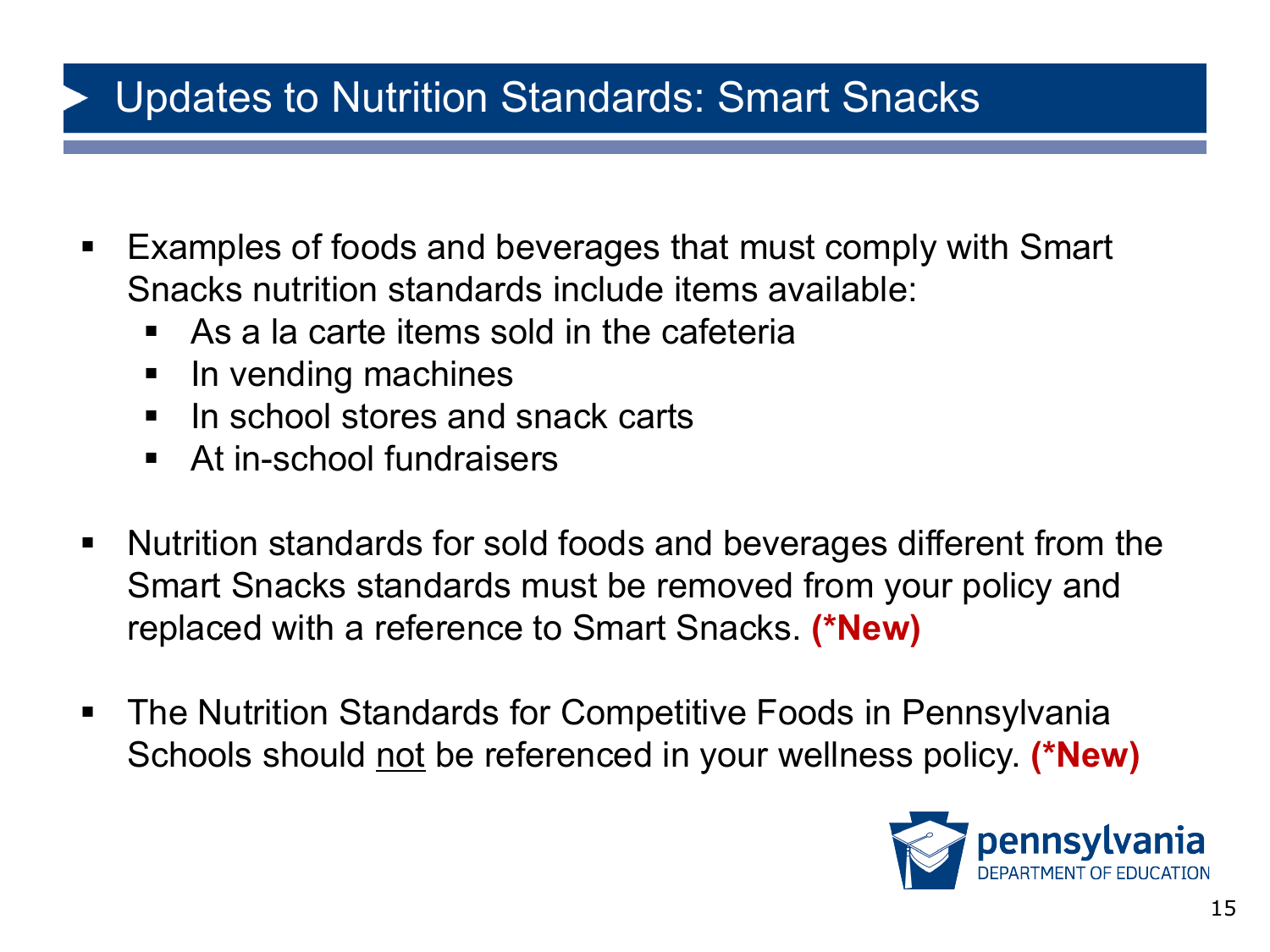# Updates to Nutrition Standards: Smart Snacks

- Examples of foods and beverages that must comply with Smart Snacks nutrition standards include items available:
  - As a la carte items sold in the cafeteria
  - In vending machines
  - In school stores and snack carts
  - At in-school fundraisers

- Nutrition standards for sold foods and beverages different from the Smart Snacks standards must be removed from your policy and replaced with a reference to Smart Snacks. **(*New)**

- The Nutrition Standards for Competitive Foods in Pennsylvania Schools should <u>not</u> be referenced in your wellness policy. **(*New)**

pennsylvania
DEPARTMENT OF EDUCATION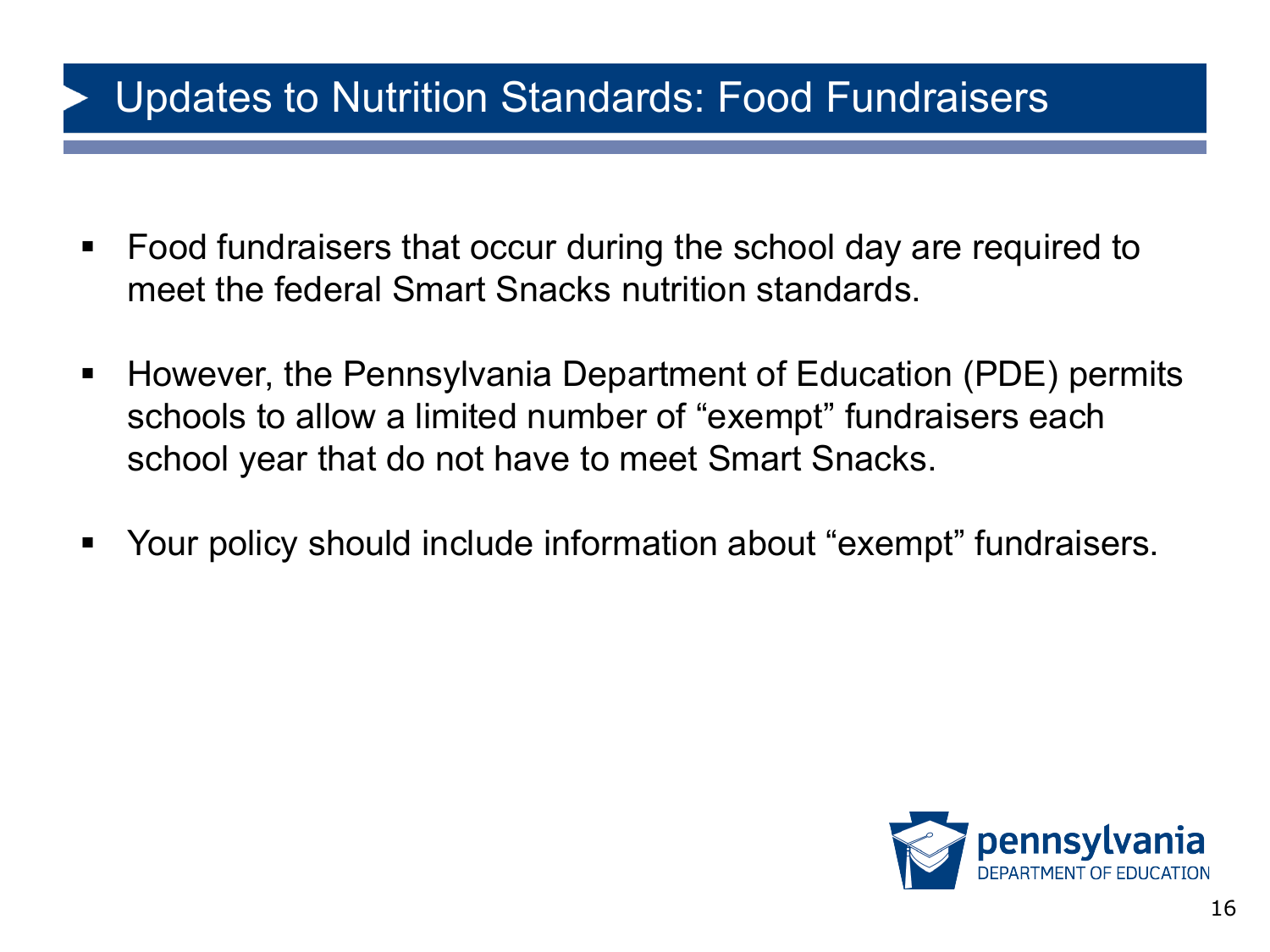# Updates to Nutrition Standards: Food Fundraisers

- Food fundraisers that occur during the school day are required to meet the federal Smart Snacks nutrition standards.

- However, the Pennsylvania Department of Education (PDE) permits schools to allow a limited number of "exempt" fundraisers each school year that do not have to meet Smart Snacks.

- Your policy should include information about "exempt" fundraisers.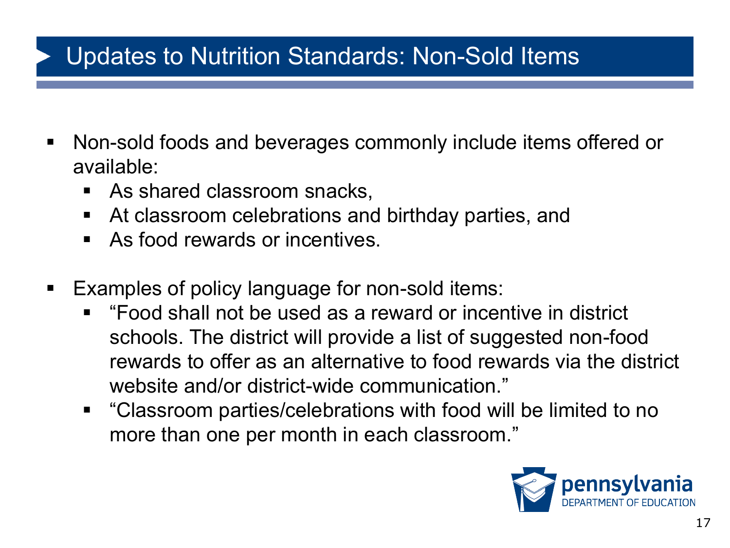## Updates to Nutrition Standards: Non-Sold Items

- Non-sold foods and beverages commonly include items offered or available:
  - As shared classroom snacks,
  - At classroom celebrations and birthday parties, and
  - As food rewards or incentives.

- Examples of policy language for non-sold items:
  - "Food shall not be used as a reward or incentive in district schools. The district will provide a list of suggested non-food rewards to offer as an alternative to food rewards via the district website and/or district-wide communication."
  - "Classroom parties/celebrations with food will be limited to no more than one per month in each classroom."

pennsylvania
DEPARTMENT OF EDUCATION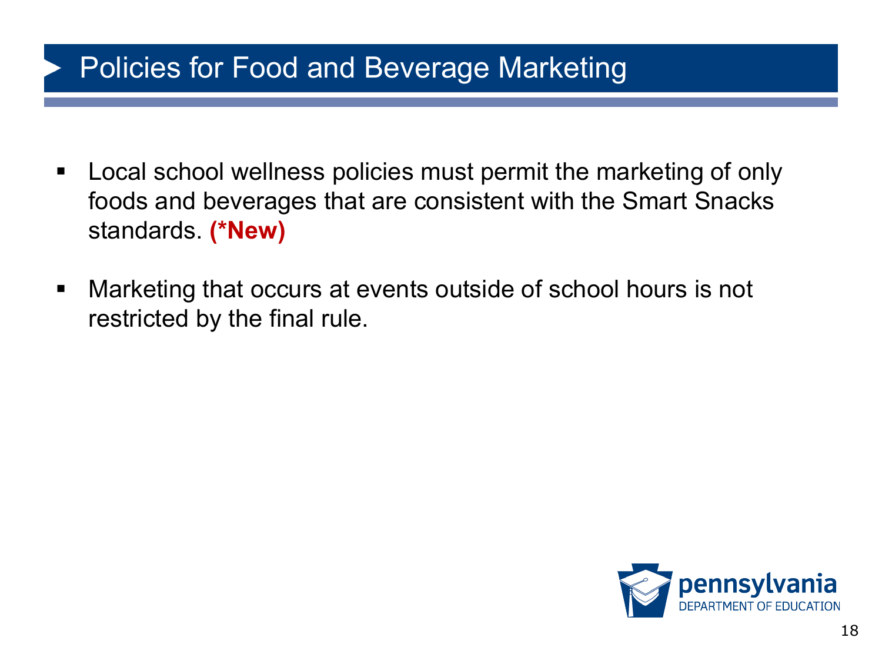# Policies for Food and Beverage Marketing

- Local school wellness policies must permit the marketing of only foods and beverages that are consistent with the Smart Snacks standards. **(*New)**

- Marketing that occurs at events outside of school hours is not restricted by the final rule.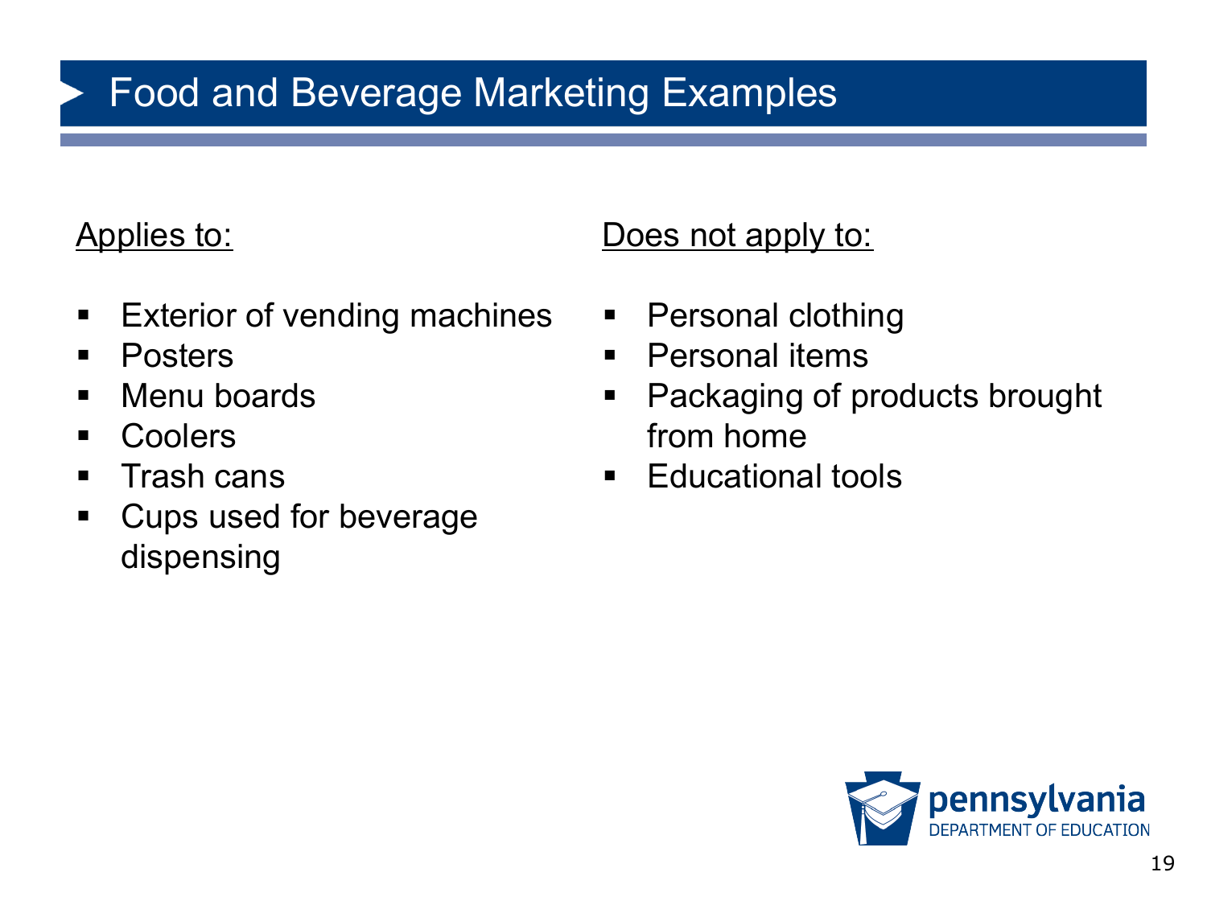# Food and Beverage Marketing Examples

Applies to:

- Exterior of vending machines
- Posters
- Menu boards
- Coolers
- Trash cans
- Cups used for beverage dispensing

Does not apply to:

- Personal clothing
- Personal items
- Packaging of products brought from home
- Educational tools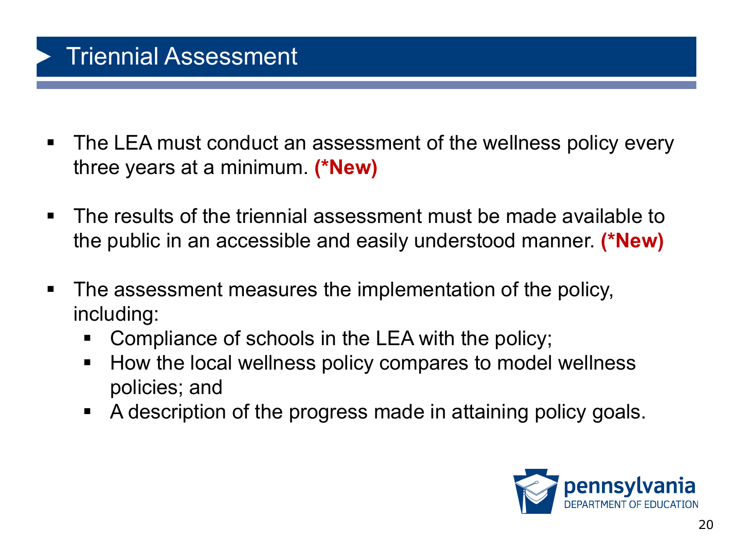# Triennial Assessment

- The LEA must conduct an assessment of the wellness policy every three years at a minimum. **(*New)**
- The results of the triennial assessment must be made available to the public in an accessible and easily understood manner. **(*New)**
- The assessment measures the implementation of the policy, including:
  - Compliance of schools in the LEA with the policy;
  - How the local wellness policy compares to model wellness policies; and
  - A description of the progress made in attaining policy goals.

pennsylvania DEPARTMENT OF EDUCATION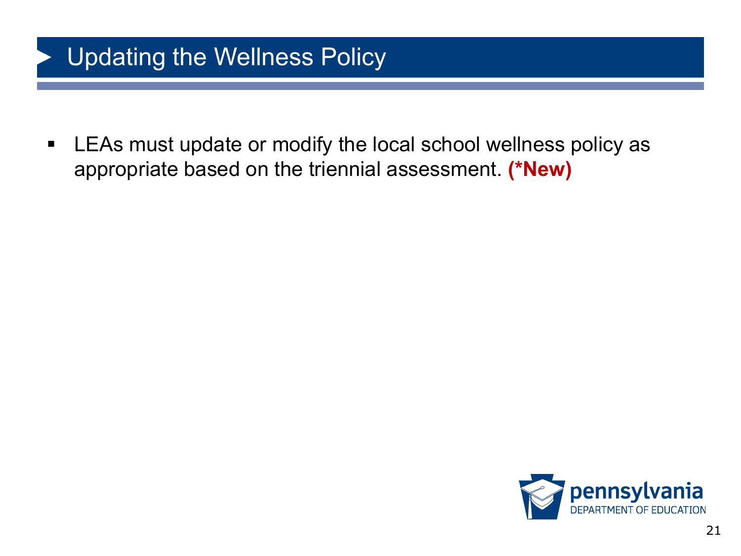# Updating the Wellness Policy

- LEAs must update or modify the local school wellness policy as appropriate based on the triennial assessment. **(*New)**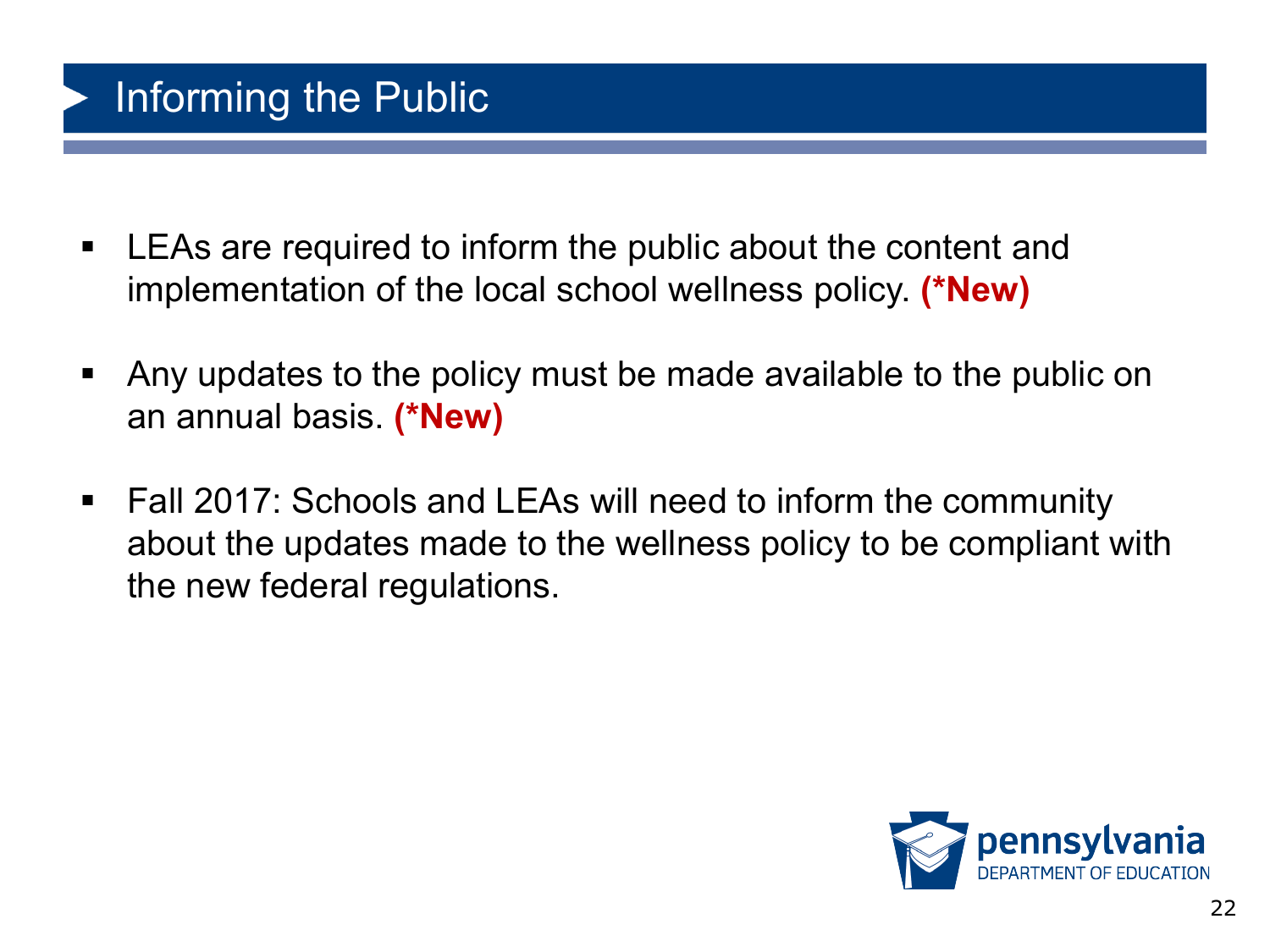## Informing the Public

- LEAs are required to inform the public about the content and implementation of the local school wellness policy. **(*New)**

- Any updates to the policy must be made available to the public on an annual basis. **(*New)**

- Fall 2017: Schools and LEAs will need to inform the community about the updates made to the wellness policy to be compliant with the new federal regulations.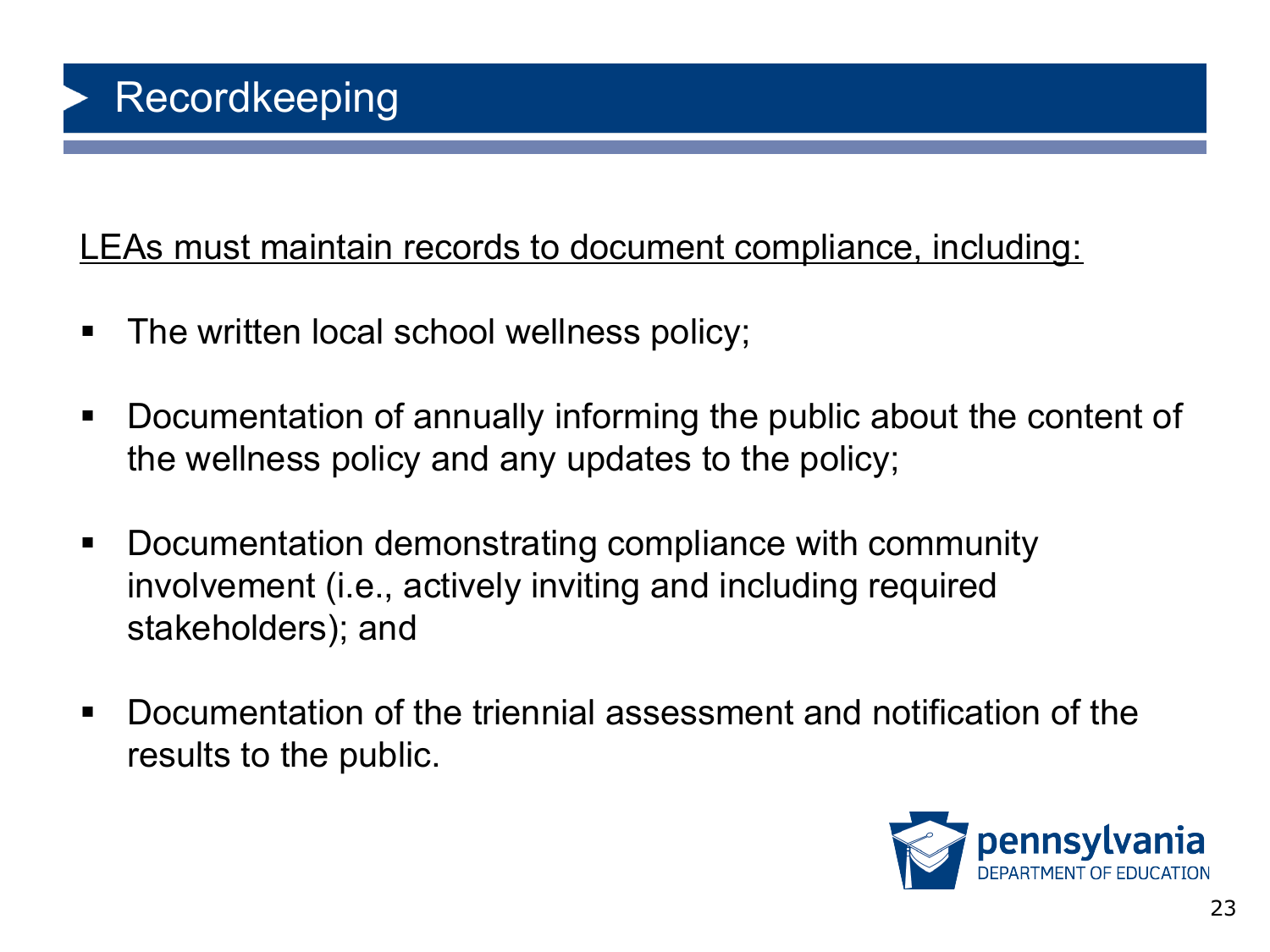# Recordkeeping

<u>LEAs must maintain records to document compliance, including:</u>

- The written local school wellness policy;
- Documentation of annually informing the public about the content of the wellness policy and any updates to the policy;
- Documentation demonstrating compliance with community involvement (i.e., actively inviting and including required stakeholders); and
- Documentation of the triennial assessment and notification of the results to the public.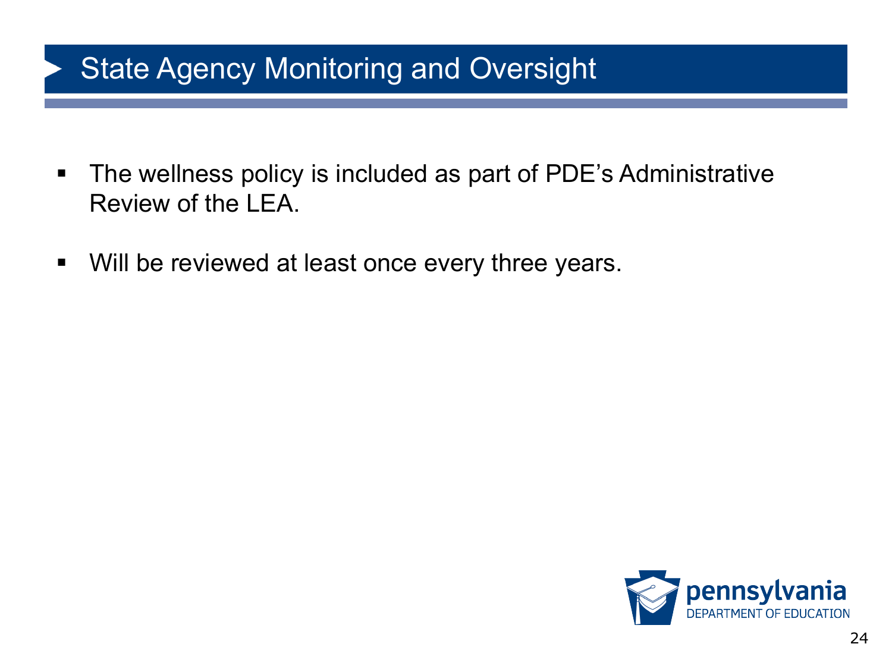# State Agency Monitoring and Oversight

- The wellness policy is included as part of PDE's Administrative Review of the LEA.
- Will be reviewed at least once every three years.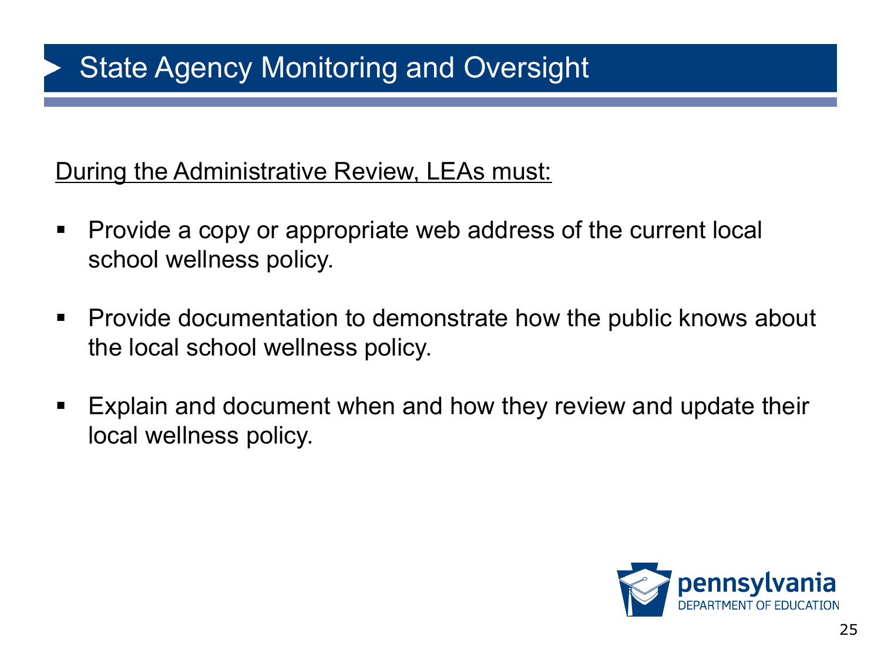# State Agency Monitoring and Oversight

<u>During the Administrative Review, LEAs must:</u>

- Provide a copy or appropriate web address of the current local school wellness policy.
- Provide documentation to demonstrate how the public knows about the local school wellness policy.
- Explain and document when and how they review and update their local wellness policy.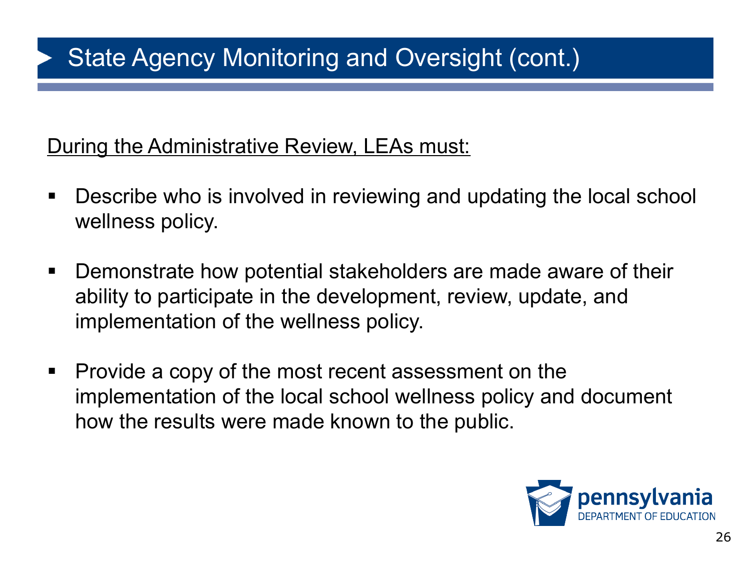# State Agency Monitoring and Oversight (cont.)

<u>During the Administrative Review, LEAs must:</u>

- Describe who is involved in reviewing and updating the local school wellness policy.
- Demonstrate how potential stakeholders are made aware of their ability to participate in the development, review, update, and implementation of the wellness policy.
- Provide a copy of the most recent assessment on the implementation of the local school wellness policy and document how the results were made known to the public.

pennsylvania
DEPARTMENT OF EDUCATION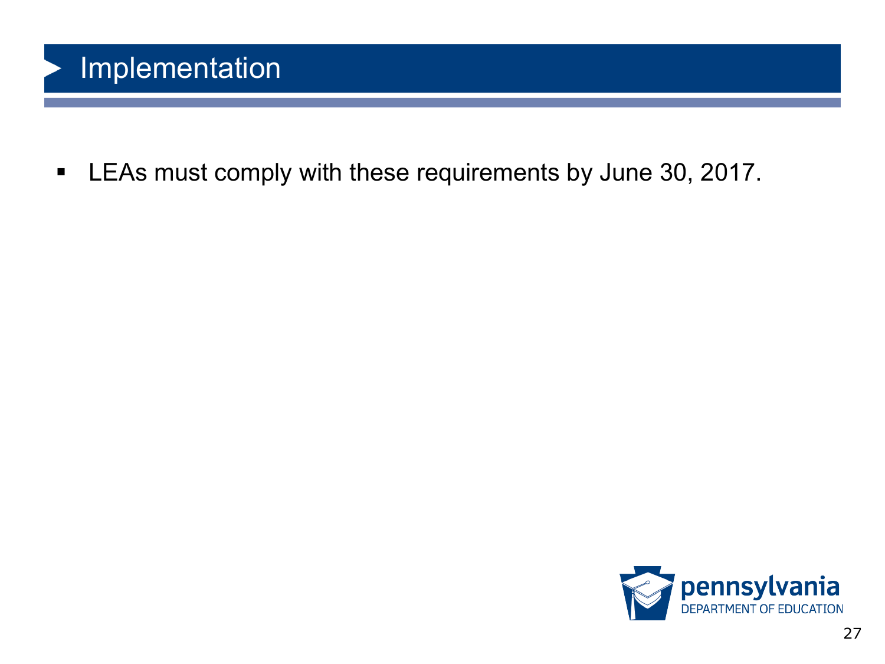# Implementation

- LEAs must comply with these requirements by June 30, 2017.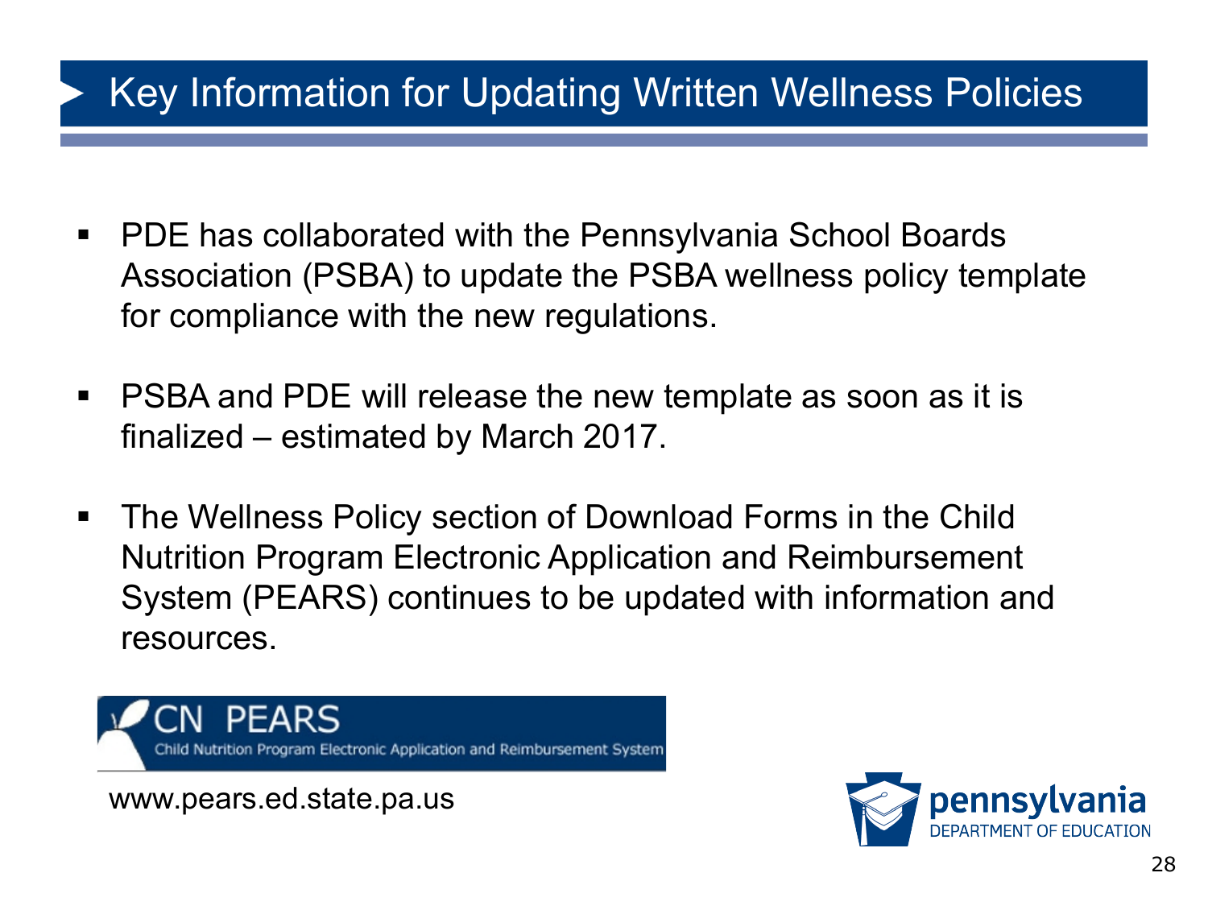# Key Information for Updating Written Wellness Policies

- PDE has collaborated with the Pennsylvania School Boards Association (PSBA) to update the PSBA wellness policy template for compliance with the new regulations.
- PSBA and PDE will release the new template as soon as it is finalized – estimated by March 2017.
- The Wellness Policy section of Download Forms in the Child Nutrition Program Electronic Application and Reimbursement System (PEARS) continues to be updated with information and resources.

CN PEARS
Child Nutrition Program Electronic Application and Reimbursement System

www.pears.ed.state.pa.us

pennsylvania
DEPARTMENT OF EDUCATION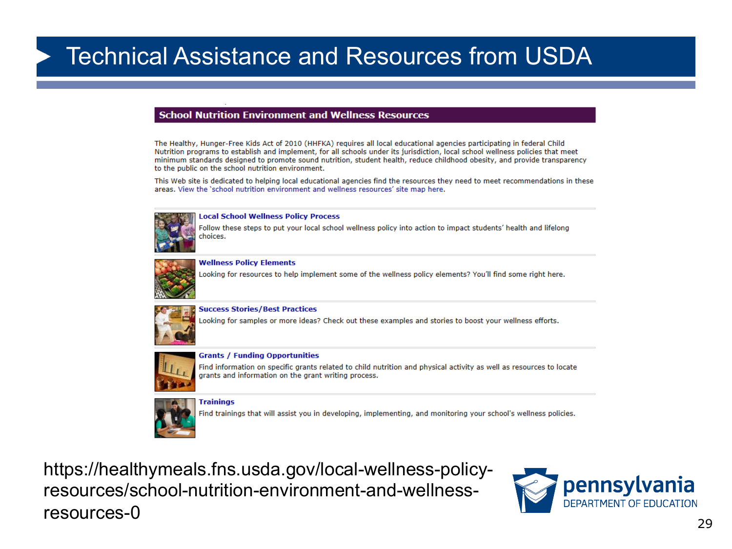# Technical Assistance and Resources from USDA

## School Nutrition Environment and Wellness Resources

The Healthy, Hunger-Free Kids Act of 2010 (HHFKA) requires all local educational agencies participating in federal Child Nutrition programs to establish and implement, for all schools under its jurisdiction, local school wellness policies that meet minimum standards designed to promote sound nutrition, student health, reduce childhood obesity, and provide transparency to the public on the school nutrition environment.

This Web site is dedicated to helping local educational agencies find the resources they need to meet recommendations in these areas. View the 'school nutrition environment and wellness resources' site map here.

**Local School Wellness Policy Process**
Follow these steps to put your local school wellness policy into action to impact students' health and lifelong choices.

**Wellness Policy Elements**
Looking for resources to help implement some of the wellness policy elements? You'll find some right here.

**Success Stories/Best Practices**
Looking for samples or more ideas? Check out these examples and stories to boost your wellness efforts.

**Grants / Funding Opportunities**
Find information on specific grants related to child nutrition and physical activity as well as resources to locate grants and information on the grant writing process.

**Trainings**
Find trainings that will assist you in developing, implementing, and monitoring your school's wellness policies.

https://healthymeals.fns.usda.gov/local-wellness-policy-resources/school-nutrition-environment-and-wellness-resources-0

pennsylvania DEPARTMENT OF EDUCATION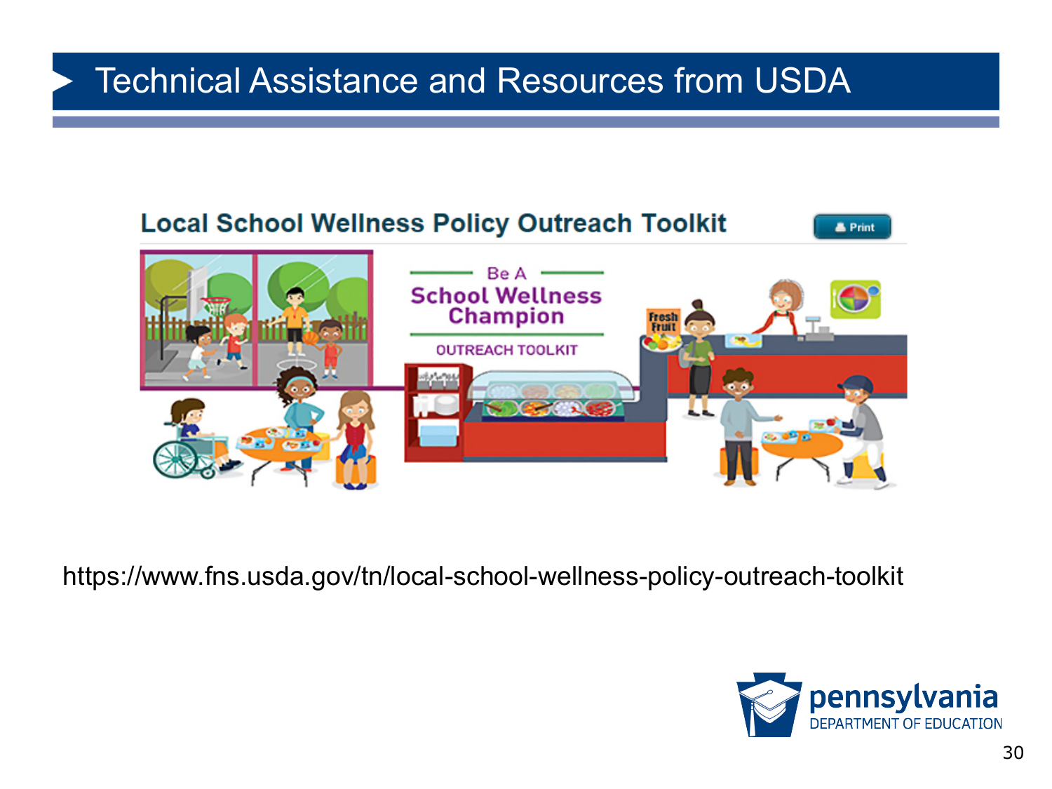# Technical Assistance and Resources from USDA

## Local School Wellness Policy Outreach Toolkit

Be A School Wellness Champion

OUTREACH TOOLKIT

https://www.fns.usda.gov/tn/local-school-wellness-policy-outreach-toolkit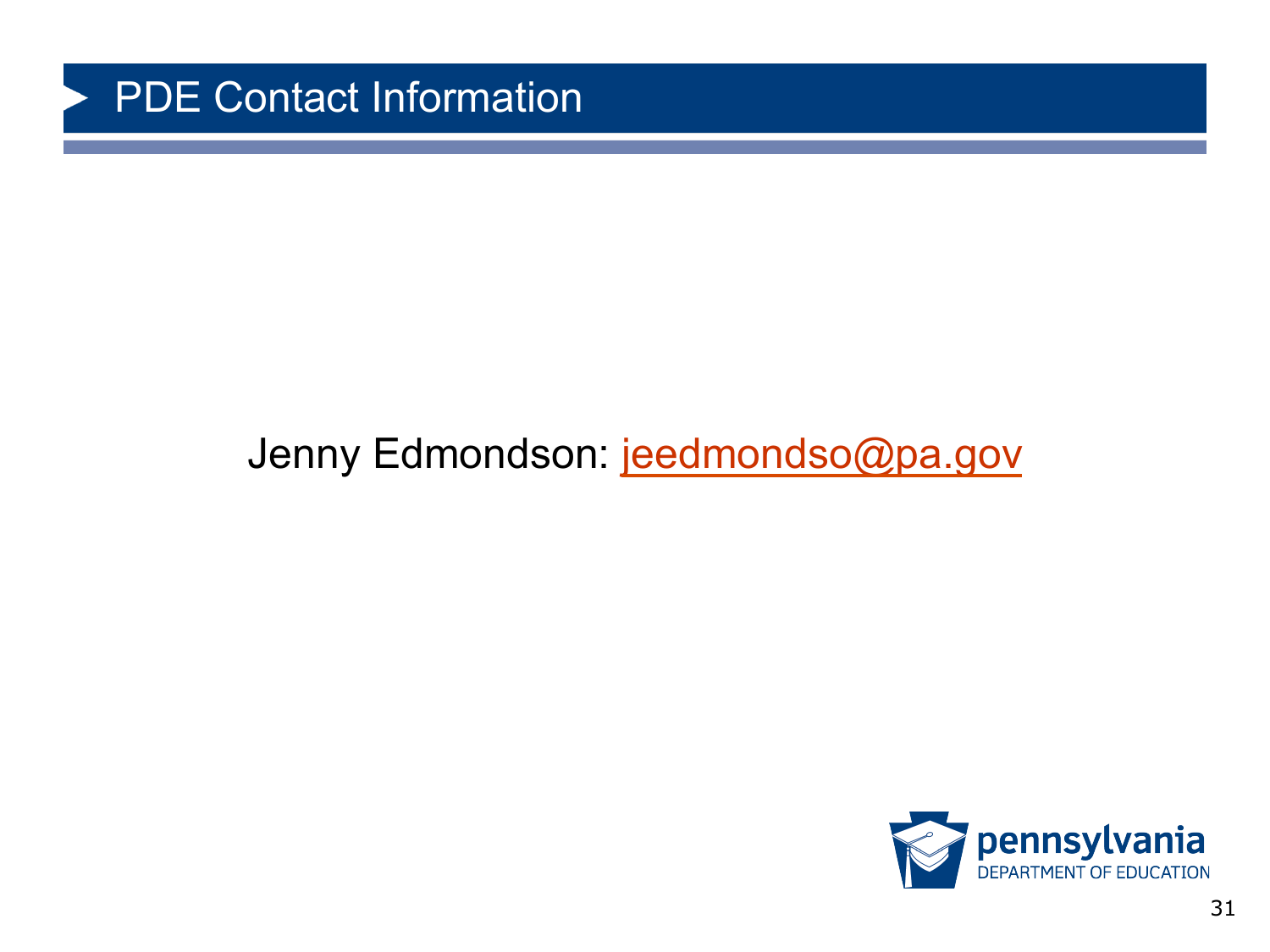# PDE Contact Information

Jenny Edmondson: jeedmondso@pa.gov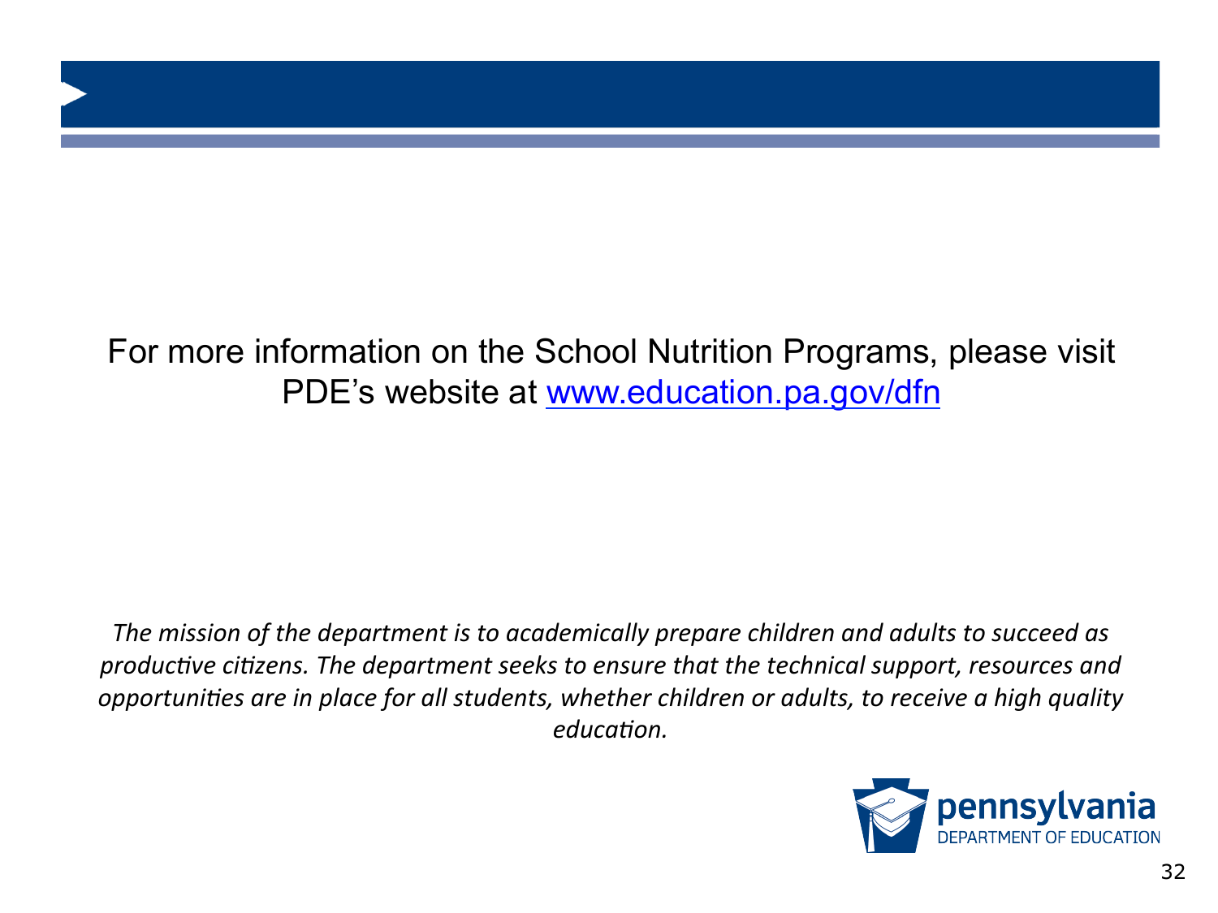For more information on the School Nutrition Programs, please visit PDE's website at [www.education.pa.gov/dfn](http://www.education.pa.gov/dfn)

*The mission of the department is to academically prepare children and adults to succeed as productive citizens. The department seeks to ensure that the technical support, resources and opportunities are in place for all students, whether children or adults, to receive a high quality education.*

pennsylvania DEPARTMENT OF EDUCATION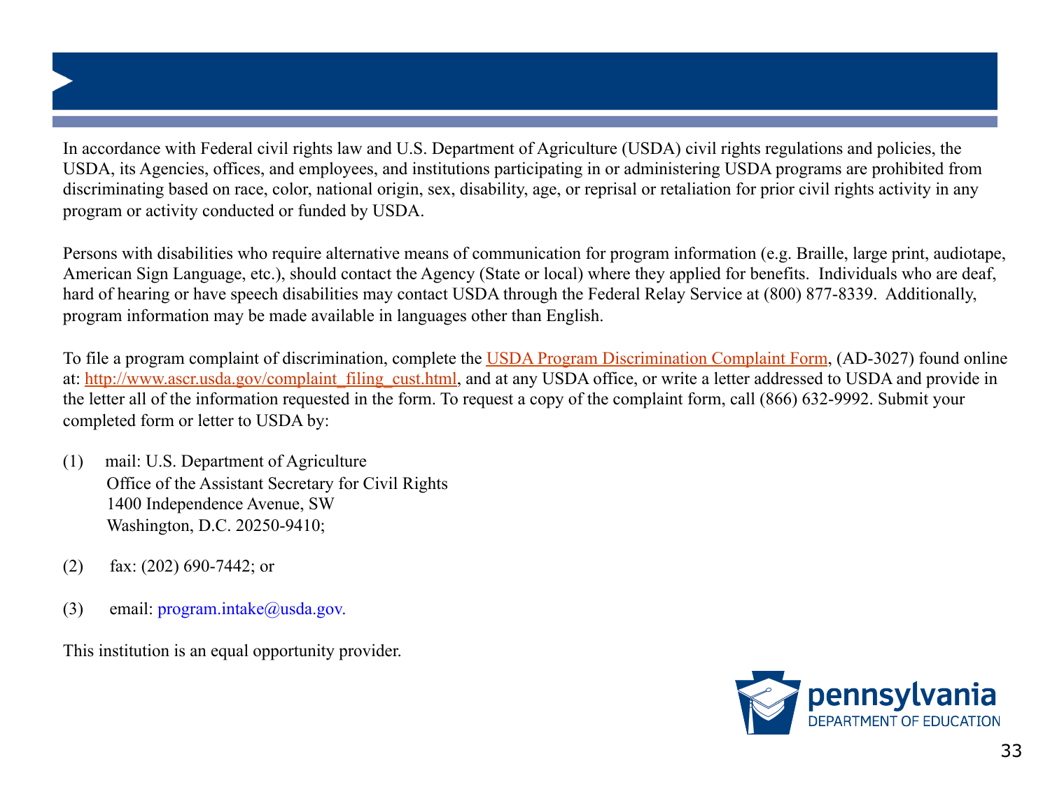In accordance with Federal civil rights law and U.S. Department of Agriculture (USDA) civil rights regulations and policies, the USDA, its Agencies, offices, and employees, and institutions participating in or administering USDA programs are prohibited from discriminating based on race, color, national origin, sex, disability, age, or reprisal or retaliation for prior civil rights activity in any program or activity conducted or funded by USDA.

Persons with disabilities who require alternative means of communication for program information (e.g. Braille, large print, audiotape, American Sign Language, etc.), should contact the Agency (State or local) where they applied for benefits. Individuals who are deaf, hard of hearing or have speech disabilities may contact USDA through the Federal Relay Service at (800) 877-8339. Additionally, program information may be made available in languages other than English.

To file a program complaint of discrimination, complete the [USDA Program Discrimination Complaint Form](http://www.ascr.usda.gov/complaint_filing_cust.html), (AD-3027) found online at: [http://www.ascr.usda.gov/complaint_filing_cust.html](http://www.ascr.usda.gov/complaint_filing_cust.html), and at any USDA office, or write a letter addressed to USDA and provide in the letter all of the information requested in the form. To request a copy of the complaint form, call (866) 632-9992. Submit your completed form or letter to USDA by:

(1) mail: U.S. Department of Agriculture
Office of the Assistant Secretary for Civil Rights
1400 Independence Avenue, SW
Washington, D.C. 20250-9410;

(2) fax: (202) 690-7442; or

(3) email: program.intake@usda.gov.

This institution is an equal opportunity provider.

pennsylvania
DEPARTMENT OF EDUCATION